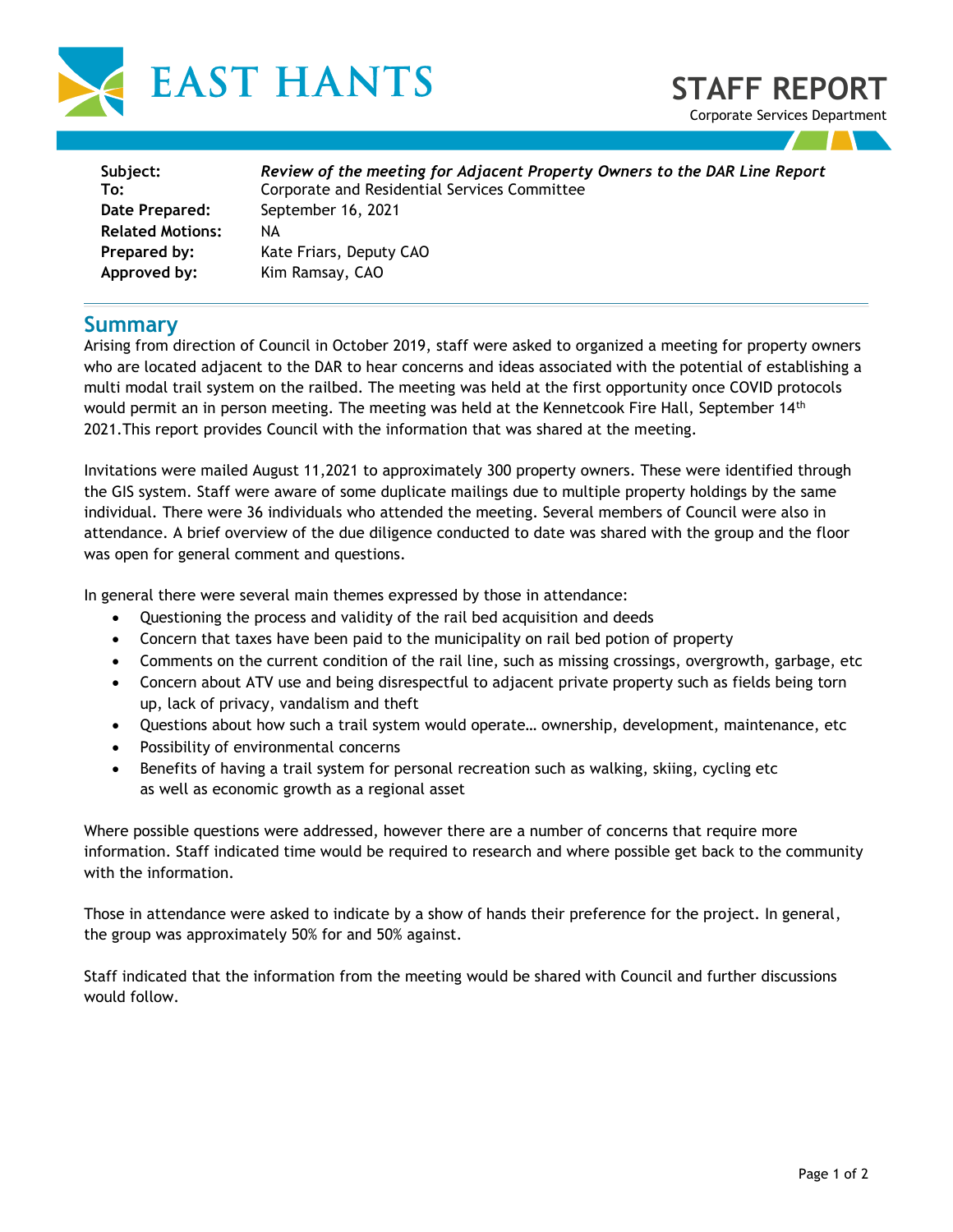# EAST HANTS

# STAFF REPORT

Corporate Services Department

| | |
|---|---|
| **Subject:** | ***Review of the meeting for Adjacent Property Owners to the DAR Line Report*** |
| **To:** | Corporate and Residential Services Committee |
| **Date Prepared:** | September 16, 2021 |
| **Related Motions:** | NA |
| **Prepared by:** | Kate Friars, Deputy CAO |
| **Approved by:** | Kim Ramsay, CAO |

## Summary

Arising from direction of Council in October 2019, staff were asked to organized a meeting for property owners who are located adjacent to the DAR to hear concerns and ideas associated with the potential of establishing a multi modal trail system on the railbed. The meeting was held at the first opportunity once COVID protocols would permit an in person meeting. The meeting was held at the Kennetcook Fire Hall, September 14th 2021.This report provides Council with the information that was shared at the meeting.

Invitations were mailed August 11,2021 to approximately 300 property owners. These were identified through the GIS system. Staff were aware of some duplicate mailings due to multiple property holdings by the same individual. There were 36 individuals who attended the meeting. Several members of Council were also in attendance. A brief overview of the due diligence conducted to date was shared with the group and the floor was open for general comment and questions.

In general there were several main themes expressed by those in attendance:

- Questioning the process and validity of the rail bed acquisition and deeds
- Concern that taxes have been paid to the municipality on rail bed potion of property
- Comments on the current condition of the rail line, such as missing crossings, overgrowth, garbage, etc
- Concern about ATV use and being disrespectful to adjacent private property such as fields being torn up, lack of privacy, vandalism and theft
- Questions about how such a trail system would operate… ownership, development, maintenance, etc
- Possibility of environmental concerns
- Benefits of having a trail system for personal recreation such as walking, skiing, cycling etc as well as economic growth as a regional asset

Where possible questions were addressed, however there are a number of concerns that require more information. Staff indicated time would be required to research and where possible get back to the community with the information.

Those in attendance were asked to indicate by a show of hands their preference for the project. In general, the group was approximately 50% for and 50% against.

Staff indicated that the information from the meeting would be shared with Council and further discussions would follow.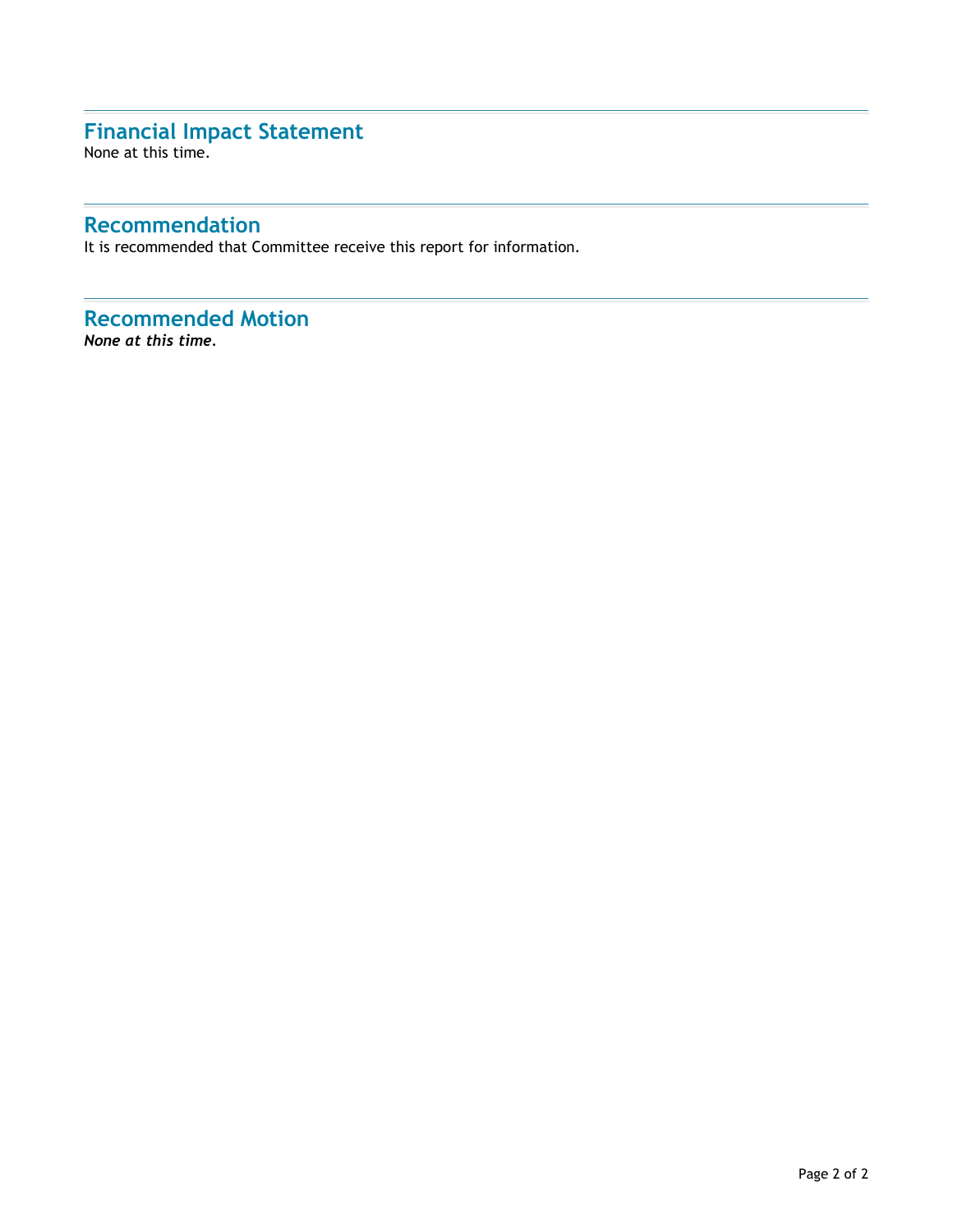## Financial Impact Statement

None at this time.

## Recommendation

It is recommended that Committee receive this report for information.

## Recommended Motion

***None at this time***.